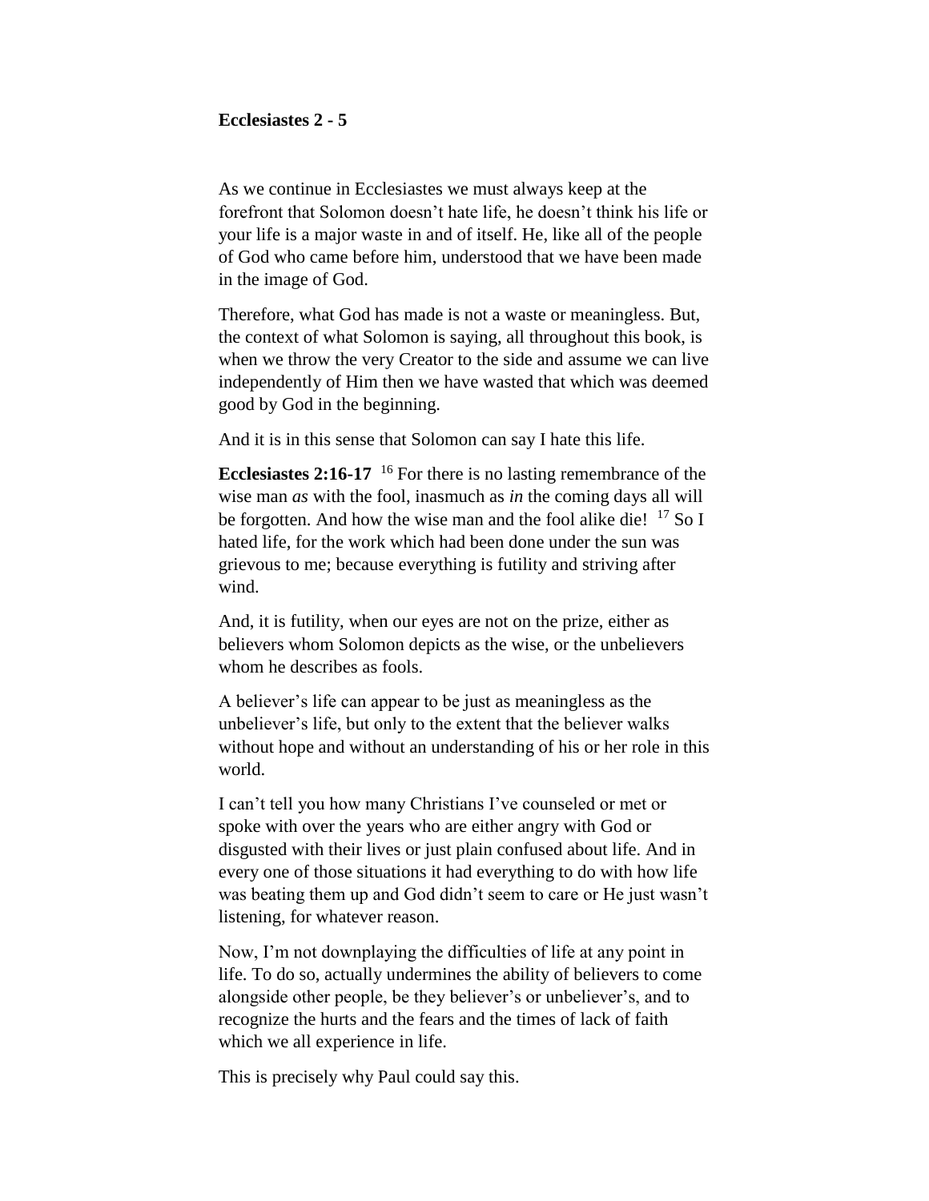**Ecclesiastes 2 - 5**

As we continue in Ecclesiastes we must always keep at the forefront that Solomon doesn't hate life, he doesn't think his life or your life is a major waste in and of itself. He, like all of the people of God who came before him, understood that we have been made in the image of God.

Therefore, what God has made is not a waste or meaningless. But, the context of what Solomon is saying, all throughout this book, is when we throw the very Creator to the side and assume we can live independently of Him then we have wasted that which was deemed good by God in the beginning.

And it is in this sense that Solomon can say I hate this life.

**Ecclesiastes 2:16-17** [16] For there is no lasting remembrance of the wise man *as* with the fool, inasmuch as *in* the coming days all will be forgotten. And how the wise man and the fool alike die! [17] So I hated life, for the work which had been done under the sun was grievous to me; because everything is futility and striving after wind.

And, it is futility, when our eyes are not on the prize, either as believers whom Solomon depicts as the wise, or the unbelievers whom he describes as fools.

A believer's life can appear to be just as meaningless as the unbeliever's life, but only to the extent that the believer walks without hope and without an understanding of his or her role in this world.

I can't tell you how many Christians I've counseled or met or spoke with over the years who are either angry with God or disgusted with their lives or just plain confused about life. And in every one of those situations it had everything to do with how life was beating them up and God didn't seem to care or He just wasn't listening, for whatever reason.

Now, I'm not downplaying the difficulties of life at any point in life. To do so, actually undermines the ability of believers to come alongside other people, be they believer's or unbeliever's, and to recognize the hurts and the fears and the times of lack of faith which we all experience in life.

This is precisely why Paul could say this.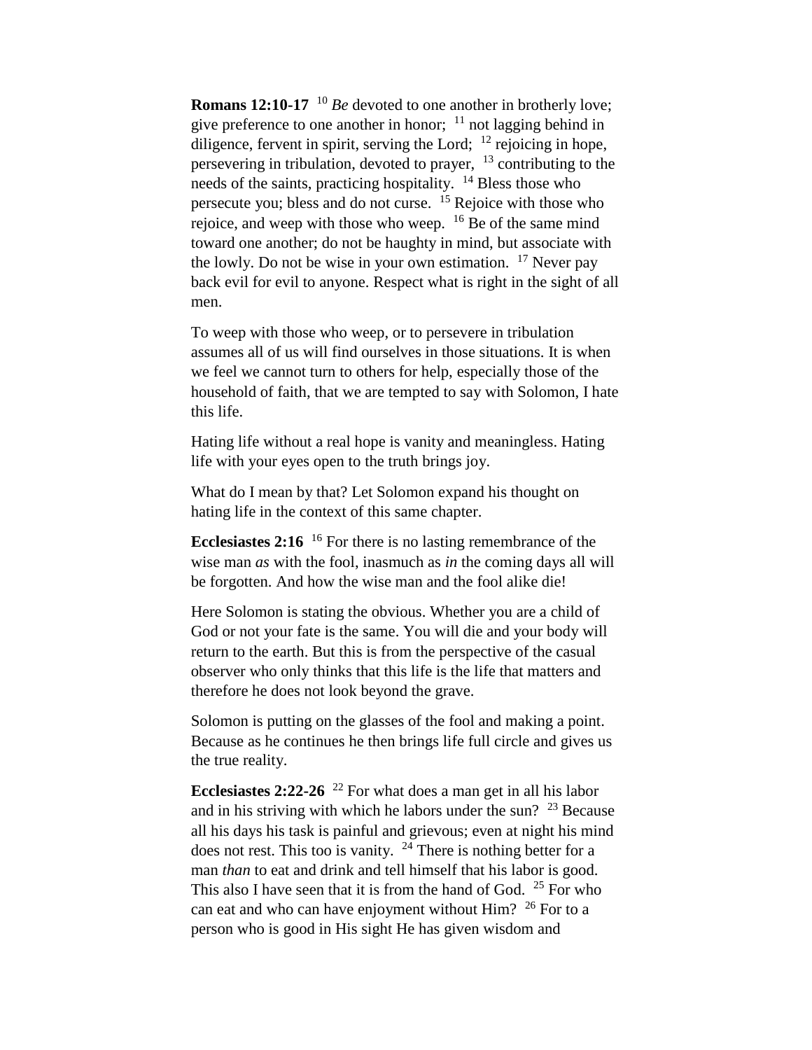**Romans 12:10-17** [10] *Be* devoted to one another in brotherly love; give preference to one another in honor; [11] not lagging behind in diligence, fervent in spirit, serving the Lord; [12] rejoicing in hope, persevering in tribulation, devoted to prayer, [13] contributing to the needs of the saints, practicing hospitality. [14] Bless those who persecute you; bless and do not curse. [15] Rejoice with those who rejoice, and weep with those who weep. [16] Be of the same mind toward one another; do not be haughty in mind, but associate with the lowly. Do not be wise in your own estimation. [17] Never pay back evil for evil to anyone. Respect what is right in the sight of all men.

To weep with those who weep, or to persevere in tribulation assumes all of us will find ourselves in those situations. It is when we feel we cannot turn to others for help, especially those of the household of faith, that we are tempted to say with Solomon, I hate this life.

Hating life without a real hope is vanity and meaningless. Hating life with your eyes open to the truth brings joy.

What do I mean by that? Let Solomon expand his thought on hating life in the context of this same chapter.

**Ecclesiastes 2:16** [16] For there is no lasting remembrance of the wise man *as* with the fool, inasmuch as *in* the coming days all will be forgotten. And how the wise man and the fool alike die!

Here Solomon is stating the obvious. Whether you are a child of God or not your fate is the same. You will die and your body will return to the earth. But this is from the perspective of the casual observer who only thinks that this life is the life that matters and therefore he does not look beyond the grave.

Solomon is putting on the glasses of the fool and making a point. Because as he continues he then brings life full circle and gives us the true reality.

**Ecclesiastes 2:22-26** [22] For what does a man get in all his labor and in his striving with which he labors under the sun? [23] Because all his days his task is painful and grievous; even at night his mind does not rest. This too is vanity. [24] There is nothing better for a man *than* to eat and drink and tell himself that his labor is good. This also I have seen that it is from the hand of God. [25] For who can eat and who can have enjoyment without Him? [26] For to a person who is good in His sight He has given wisdom and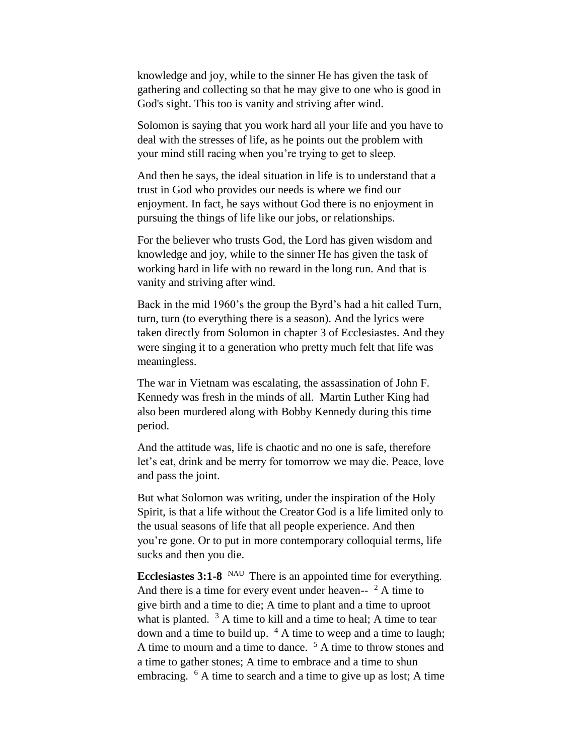knowledge and joy, while to the sinner He has given the task of gathering and collecting so that he may give to one who is good in God's sight. This too is vanity and striving after wind.

Solomon is saying that you work hard all your life and you have to deal with the stresses of life, as he points out the problem with your mind still racing when you're trying to get to sleep.

And then he says, the ideal situation in life is to understand that a trust in God who provides our needs is where we find our enjoyment. In fact, he says without God there is no enjoyment in pursuing the things of life like our jobs, or relationships.

For the believer who trusts God, the Lord has given wisdom and knowledge and joy, while to the sinner He has given the task of working hard in life with no reward in the long run. And that is vanity and striving after wind.

Back in the mid 1960's the group the Byrd's had a hit called Turn, turn, turn (to everything there is a season). And the lyrics were taken directly from Solomon in chapter 3 of Ecclesiastes. And they were singing it to a generation who pretty much felt that life was meaningless.

The war in Vietnam was escalating, the assassination of John F. Kennedy was fresh in the minds of all. Martin Luther King had also been murdered along with Bobby Kennedy during this time period.

And the attitude was, life is chaotic and no one is safe, therefore let's eat, drink and be merry for tomorrow we may die. Peace, love and pass the joint.

But what Solomon was writing, under the inspiration of the Holy Spirit, is that a life without the Creator God is a life limited only to the usual seasons of life that all people experience. And then you're gone. Or to put in more contemporary colloquial terms, life sucks and then you die.

**Ecclesiastes 3:1-8** NAU There is an appointed time for everything. And there is a time for every event under heaven-- [2] A time to give birth and a time to die; A time to plant and a time to uproot what is planted. [3] A time to kill and a time to heal; A time to tear down and a time to build up. [4] A time to weep and a time to laugh; A time to mourn and a time to dance. [5] A time to throw stones and a time to gather stones; A time to embrace and a time to shun embracing. [6] A time to search and a time to give up as lost; A time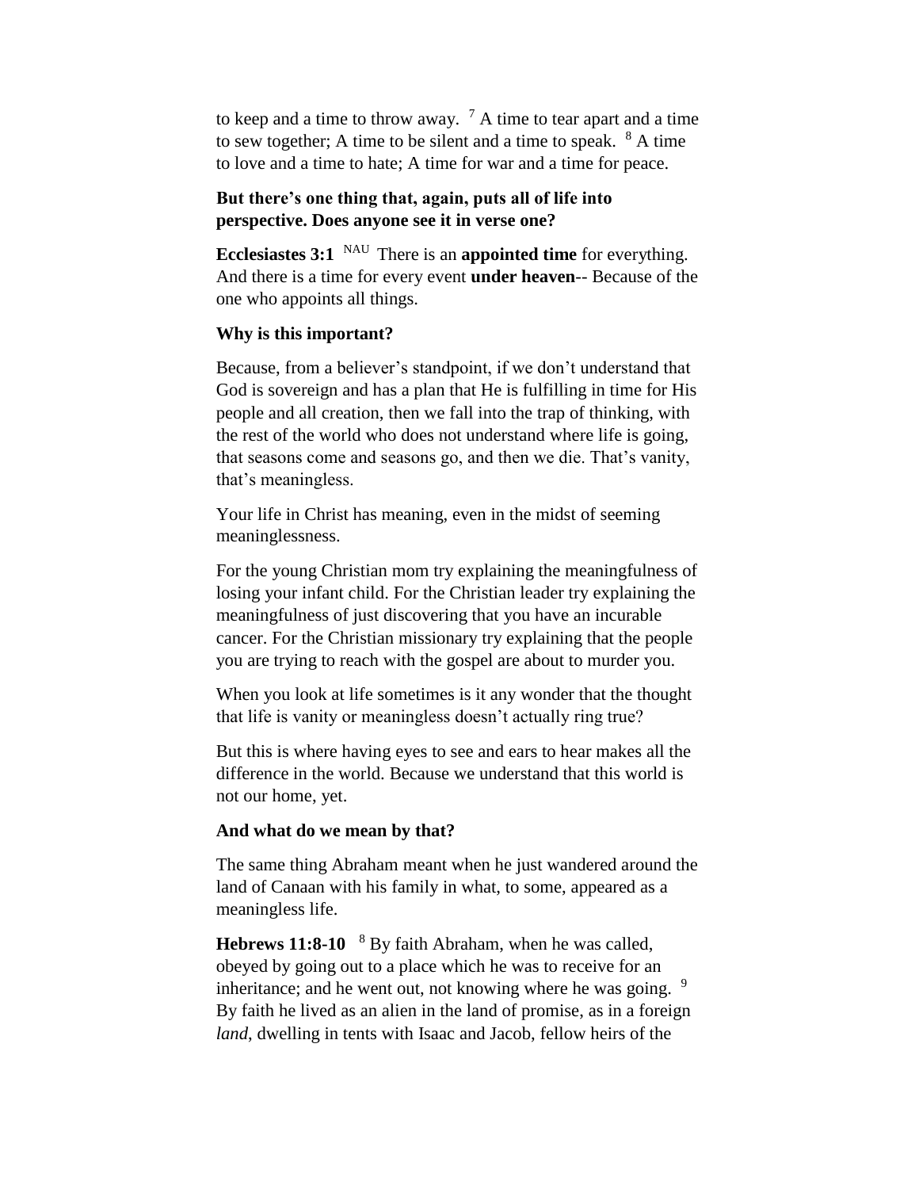to keep and a time to throw away. [7] A time to tear apart and a time to sew together; A time to be silent and a time to speak. [8] A time to love and a time to hate; A time for war and a time for peace.

**But there's one thing that, again, puts all of life into perspective. Does anyone see it in verse one?**

**Ecclesiastes 3:1** [NAU] There is an **appointed time** for everything. And there is a time for every event **under heaven**-- Because of the one who appoints all things.

**Why is this important?**

Because, from a believer's standpoint, if we don't understand that God is sovereign and has a plan that He is fulfilling in time for His people and all creation, then we fall into the trap of thinking, with the rest of the world who does not understand where life is going, that seasons come and seasons go, and then we die. That's vanity, that's meaningless.

Your life in Christ has meaning, even in the midst of seeming meaninglessness.

For the young Christian mom try explaining the meaningfulness of losing your infant child. For the Christian leader try explaining the meaningfulness of just discovering that you have an incurable cancer. For the Christian missionary try explaining that the people you are trying to reach with the gospel are about to murder you.

When you look at life sometimes is it any wonder that the thought that life is vanity or meaningless doesn't actually ring true?

But this is where having eyes to see and ears to hear makes all the difference in the world. Because we understand that this world is not our home, yet.

**And what do we mean by that?**

The same thing Abraham meant when he just wandered around the land of Canaan with his family in what, to some, appeared as a meaningless life.

**Hebrews 11:8-10** [8] By faith Abraham, when he was called, obeyed by going out to a place which he was to receive for an inheritance; and he went out, not knowing where he was going. [9] By faith he lived as an alien in the land of promise, as in a foreign *land*, dwelling in tents with Isaac and Jacob, fellow heirs of the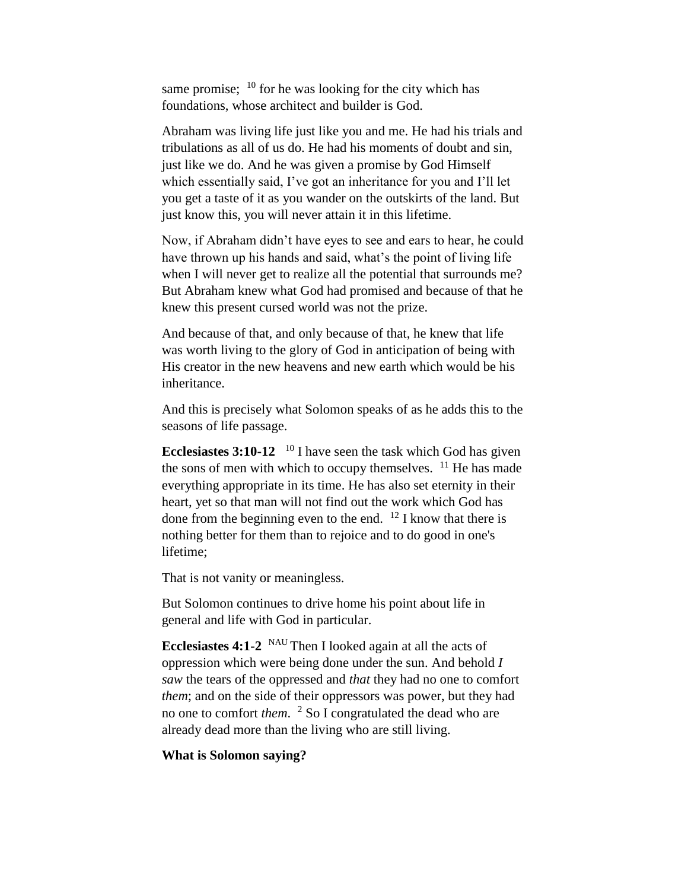same promise; [10] for he was looking for the city which has foundations, whose architect and builder is God.

Abraham was living life just like you and me. He had his trials and tribulations as all of us do. He had his moments of doubt and sin, just like we do. And he was given a promise by God Himself which essentially said, I've got an inheritance for you and I'll let you get a taste of it as you wander on the outskirts of the land. But just know this, you will never attain it in this lifetime.

Now, if Abraham didn't have eyes to see and ears to hear, he could have thrown up his hands and said, what's the point of living life when I will never get to realize all the potential that surrounds me? But Abraham knew what God had promised and because of that he knew this present cursed world was not the prize.

And because of that, and only because of that, he knew that life was worth living to the glory of God in anticipation of being with His creator in the new heavens and new earth which would be his inheritance.

And this is precisely what Solomon speaks of as he adds this to the seasons of life passage.

**Ecclesiastes 3:10-12** [10] I have seen the task which God has given the sons of men with which to occupy themselves. [11] He has made everything appropriate in its time. He has also set eternity in their heart, yet so that man will not find out the work which God has done from the beginning even to the end. [12] I know that there is nothing better for them than to rejoice and to do good in one's lifetime;

That is not vanity or meaningless.

But Solomon continues to drive home his point about life in general and life with God in particular.

**Ecclesiastes 4:1-2** [NAU] Then I looked again at all the acts of oppression which were being done under the sun. And behold *I saw* the tears of the oppressed and *that* they had no one to comfort *them*; and on the side of their oppressors was power, but they had no one to comfort *them*. [2] So I congratulated the dead who are already dead more than the living who are still living.

**What is Solomon saying?**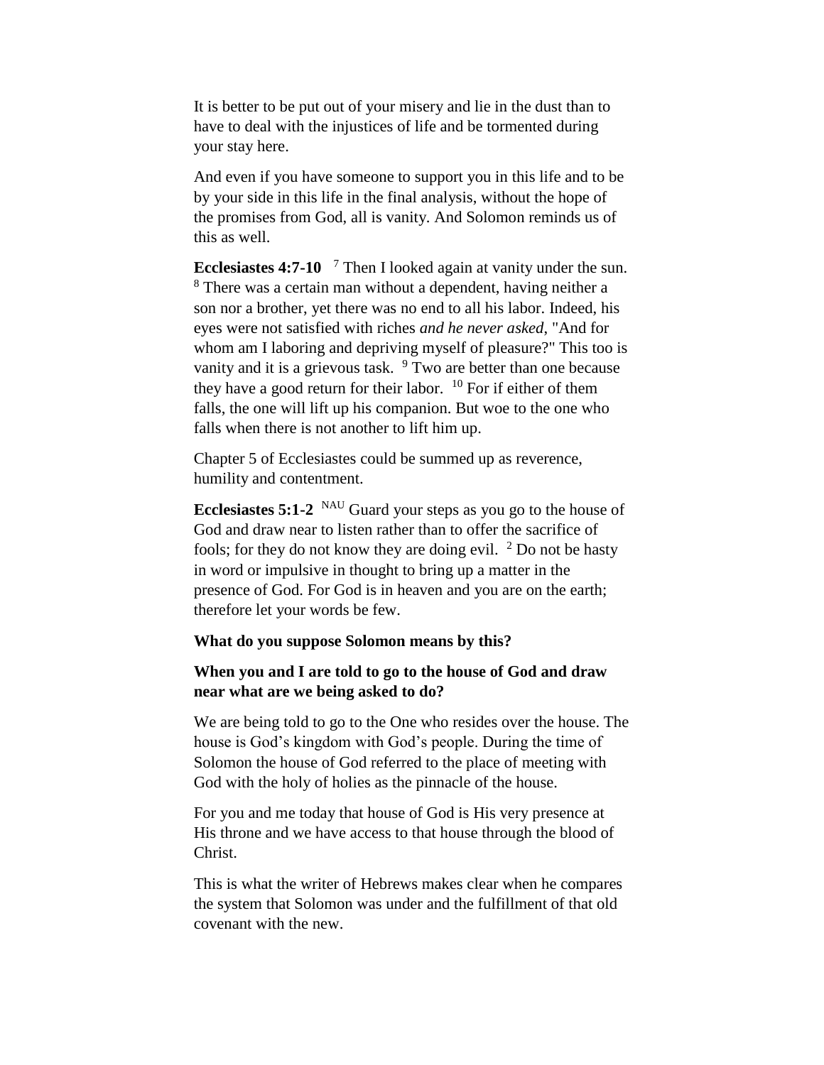It is better to be put out of your misery and lie in the dust than to have to deal with the injustices of life and be tormented during your stay here.

And even if you have someone to support you in this life and to be by your side in this life in the final analysis, without the hope of the promises from God, all is vanity. And Solomon reminds us of this as well.

**Ecclesiastes 4:7-10** [7] Then I looked again at vanity under the sun. [8] There was a certain man without a dependent, having neither a son nor a brother, yet there was no end to all his labor. Indeed, his eyes were not satisfied with riches *and he never asked*, "And for whom am I laboring and depriving myself of pleasure?" This too is vanity and it is a grievous task. [9] Two are better than one because they have a good return for their labor. [10] For if either of them falls, the one will lift up his companion. But woe to the one who falls when there is not another to lift him up.

Chapter 5 of Ecclesiastes could be summed up as reverence, humility and contentment.

**Ecclesiastes 5:1-2** [NAU] Guard your steps as you go to the house of God and draw near to listen rather than to offer the sacrifice of fools; for they do not know they are doing evil. [2] Do not be hasty in word or impulsive in thought to bring up a matter in the presence of God. For God is in heaven and you are on the earth; therefore let your words be few.

**What do you suppose Solomon means by this?**

**When you and I are told to go to the house of God and draw near what are we being asked to do?**

We are being told to go to the One who resides over the house. The house is God's kingdom with God's people. During the time of Solomon the house of God referred to the place of meeting with God with the holy of holies as the pinnacle of the house.

For you and me today that house of God is His very presence at His throne and we have access to that house through the blood of Christ.

This is what the writer of Hebrews makes clear when he compares the system that Solomon was under and the fulfillment of that old covenant with the new.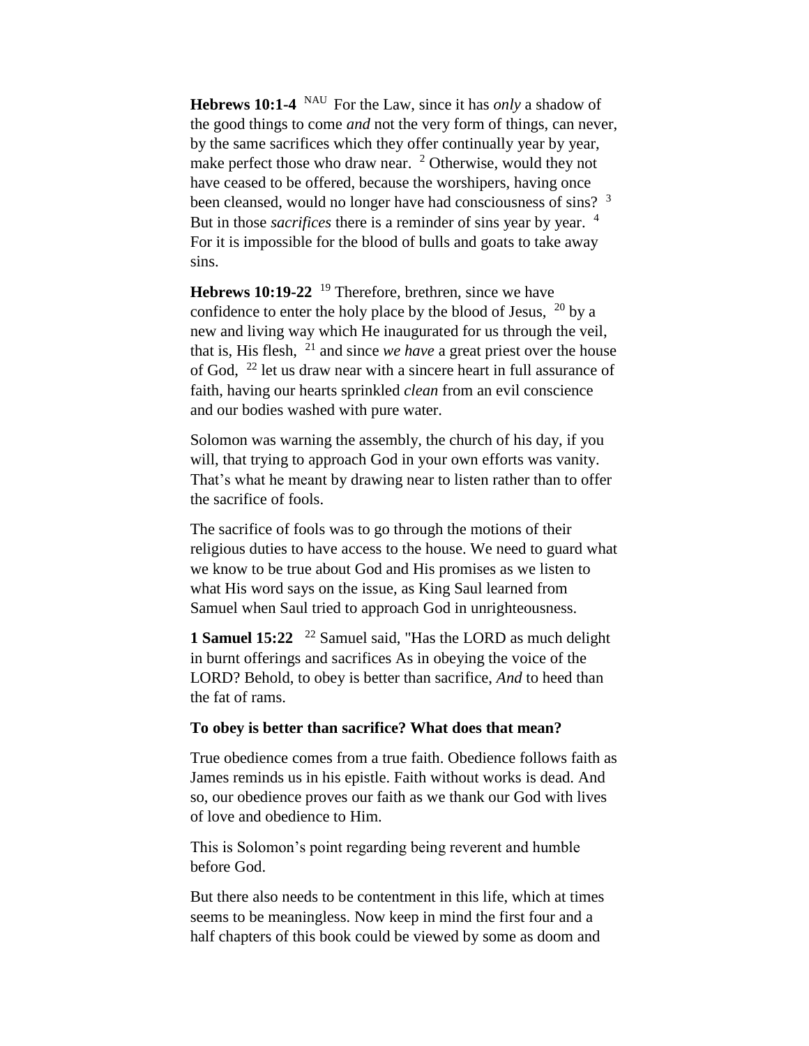**Hebrews 10:1-4** [NAU] For the Law, since it has *only* a shadow of the good things to come *and* not the very form of things, can never, by the same sacrifices which they offer continually year by year, make perfect those who draw near. [2] Otherwise, would they not have ceased to be offered, because the worshipers, having once been cleansed, would no longer have had consciousness of sins? [3] But in those *sacrifices* there is a reminder of sins year by year. [4] For it is impossible for the blood of bulls and goats to take away sins.

**Hebrews 10:19-22** [19] Therefore, brethren, since we have confidence to enter the holy place by the blood of Jesus, [20] by a new and living way which He inaugurated for us through the veil, that is, His flesh, [21] and since *we have* a great priest over the house of God, [22] let us draw near with a sincere heart in full assurance of faith, having our hearts sprinkled *clean* from an evil conscience and our bodies washed with pure water.

Solomon was warning the assembly, the church of his day, if you will, that trying to approach God in your own efforts was vanity. That's what he meant by drawing near to listen rather than to offer the sacrifice of fools.

The sacrifice of fools was to go through the motions of their religious duties to have access to the house. We need to guard what we know to be true about God and His promises as we listen to what His word says on the issue, as King Saul learned from Samuel when Saul tried to approach God in unrighteousness.

**1 Samuel 15:22** [22] Samuel said, "Has the LORD as much delight in burnt offerings and sacrifices As in obeying the voice of the LORD? Behold, to obey is better than sacrifice, *And* to heed than the fat of rams.

**To obey is better than sacrifice? What does that mean?**

True obedience comes from a true faith. Obedience follows faith as James reminds us in his epistle. Faith without works is dead. And so, our obedience proves our faith as we thank our God with lives of love and obedience to Him.

This is Solomon's point regarding being reverent and humble before God.

But there also needs to be contentment in this life, which at times seems to be meaningless. Now keep in mind the first four and a half chapters of this book could be viewed by some as doom and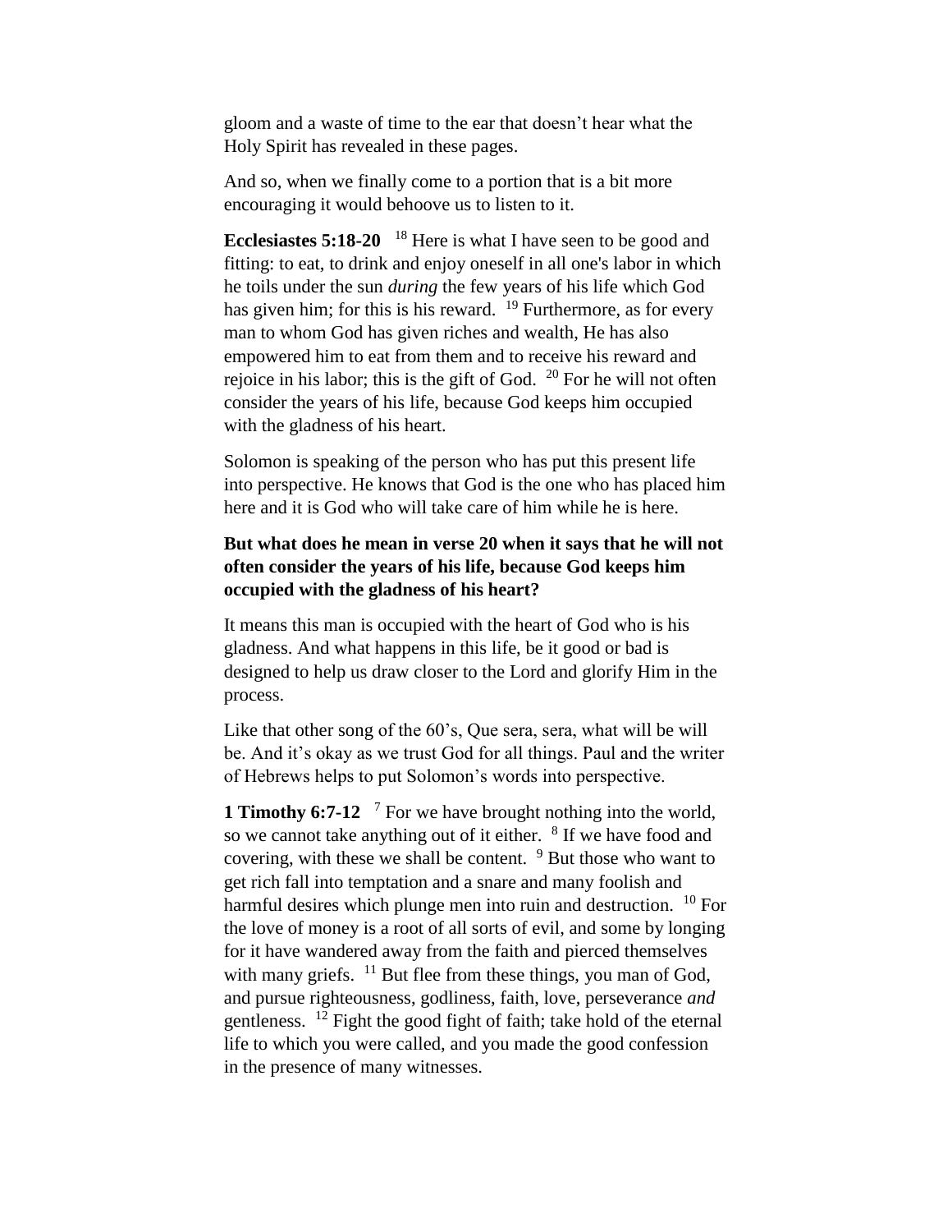gloom and a waste of time to the ear that doesn't hear what the Holy Spirit has revealed in these pages.

And so, when we finally come to a portion that is a bit more encouraging it would behoove us to listen to it.

**Ecclesiastes 5:18-20** [18] Here is what I have seen to be good and fitting: to eat, to drink and enjoy oneself in all one's labor in which he toils under the sun *during* the few years of his life which God has given him; for this is his reward. [19] Furthermore, as for every man to whom God has given riches and wealth, He has also empowered him to eat from them and to receive his reward and rejoice in his labor; this is the gift of God. [20] For he will not often consider the years of his life, because God keeps him occupied with the gladness of his heart.

Solomon is speaking of the person who has put this present life into perspective. He knows that God is the one who has placed him here and it is God who will take care of him while he is here.

**But what does he mean in verse 20 when it says that he will not often consider the years of his life, because God keeps him occupied with the gladness of his heart?**

It means this man is occupied with the heart of God who is his gladness. And what happens in this life, be it good or bad is designed to help us draw closer to the Lord and glorify Him in the process.

Like that other song of the 60's, Que sera, sera, what will be will be. And it's okay as we trust God for all things. Paul and the writer of Hebrews helps to put Solomon's words into perspective.

**1 Timothy 6:7-12** [7] For we have brought nothing into the world, so we cannot take anything out of it either. [8] If we have food and covering, with these we shall be content. [9] But those who want to get rich fall into temptation and a snare and many foolish and harmful desires which plunge men into ruin and destruction. [10] For the love of money is a root of all sorts of evil, and some by longing for it have wandered away from the faith and pierced themselves with many griefs. [11] But flee from these things, you man of God, and pursue righteousness, godliness, faith, love, perseverance *and* gentleness. [12] Fight the good fight of faith; take hold of the eternal life to which you were called, and you made the good confession in the presence of many witnesses.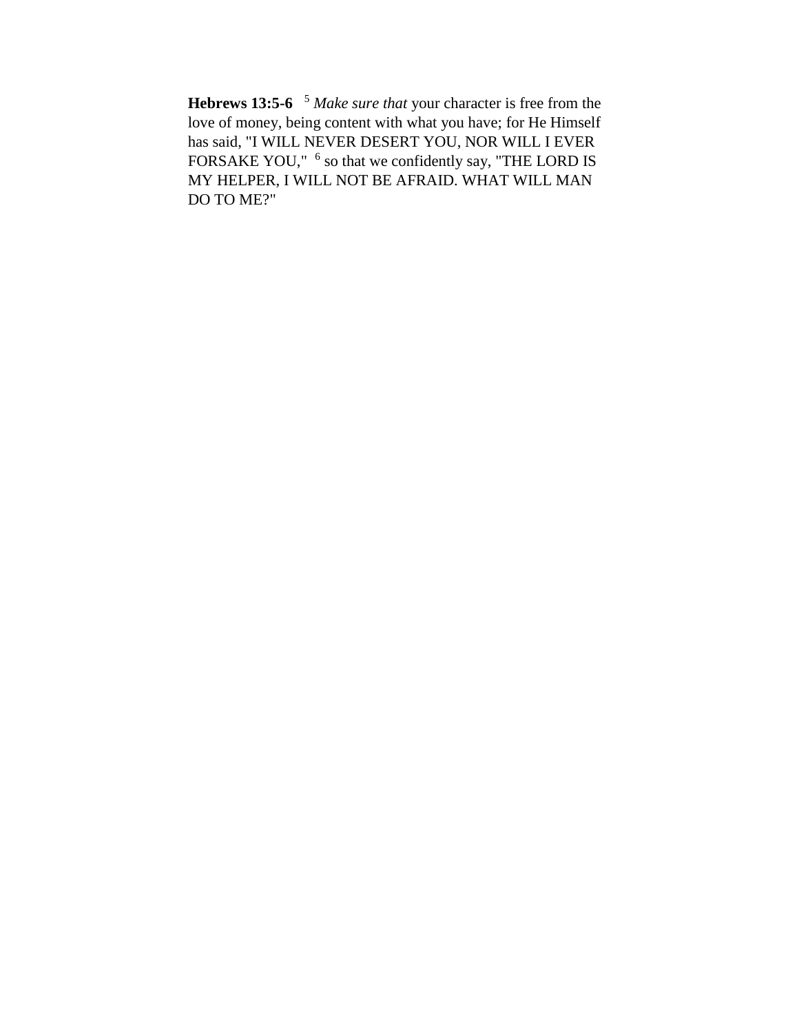**Hebrews 13:5-6** [5] *Make sure that* your character is free from the love of money, being content with what you have; for He Himself has said, "I WILL NEVER DESERT YOU, NOR WILL I EVER FORSAKE YOU," [6] so that we confidently say, "THE LORD IS MY HELPER, I WILL NOT BE AFRAID. WHAT WILL MAN DO TO ME?"